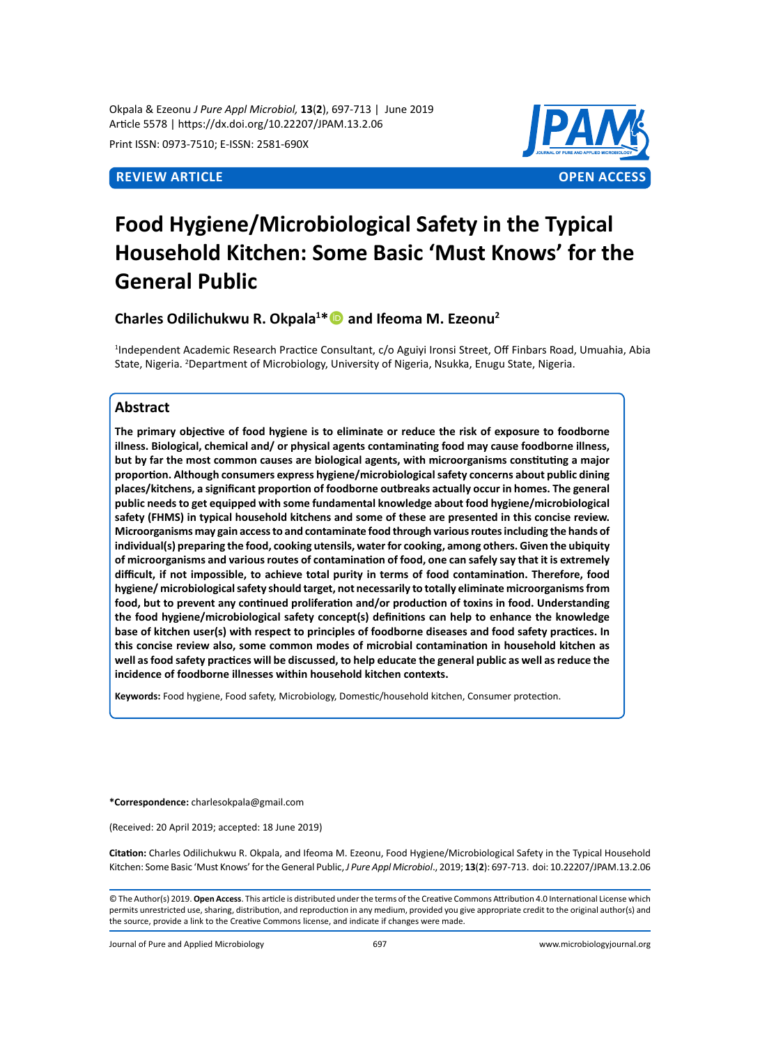Okpala & Ezeonu *J Pure Appl Microbiol,* **13**(**2**), 697-713 | June 2019
Article 5578 | https://dx.doi.org/10.22207/JPAM.13.2.06

Print ISSN: 0973-7510; E-ISSN: 2581-690X

**REVIEW ARTICLE** **OPEN ACCESS**

# Food Hygiene/Microbiological Safety in the Typical Household Kitchen: Some Basic 'Must Knows' for the General Public

**Charles Odilichukwu R. Okpala[1]* and Ifeoma M. Ezeonu[2]**

[1]Independent Academic Research Practice Consultant, c/o Aguiyi Ironsi Street, Off Finbars Road, Umuahia, Abia State, Nigeria. [2]Department of Microbiology, University of Nigeria, Nsukka, Enugu State, Nigeria.

## Abstract

**The primary objective of food hygiene is to eliminate or reduce the risk of exposure to foodborne illness. Biological, chemical and/ or physical agents contaminating food may cause foodborne illness, but by far the most common causes are biological agents, with microorganisms constituting a major proportion. Although consumers express hygiene/microbiological safety concerns about public dining places/kitchens, a significant proportion of foodborne outbreaks actually occur in homes. The general public needs to get equipped with some fundamental knowledge about food hygiene/microbiological safety (FHMS) in typical household kitchens and some of these are presented in this concise review. Microorganisms may gain access to and contaminate food through various routes including the hands of individual(s) preparing the food, cooking utensils, water for cooking, among others. Given the ubiquity of microorganisms and various routes of contamination of food, one can safely say that it is extremely difficult, if not impossible, to achieve total purity in terms of food contamination. Therefore, food hygiene/ microbiological safety should target, not necessarily to totally eliminate microorganisms from food, but to prevent any continued proliferation and/or production of toxins in food. Understanding the food hygiene/microbiological safety concept(s) definitions can help to enhance the knowledge base of kitchen user(s) with respect to principles of foodborne diseases and food safety practices. In this concise review also, some common modes of microbial contamination in household kitchen as well as food safety practices will be discussed, to help educate the general public as well as reduce the incidence of foodborne illnesses within household kitchen contexts.**

**Keywords:** Food hygiene, Food safety, Microbiology, Domestic/household kitchen, Consumer protection.

***Correspondence:** charlesokpala@gmail.com

(Received: 20 April 2019; accepted: 18 June 2019)

**Citation:** Charles Odilichukwu R. Okpala, and Ifeoma M. Ezeonu, Food Hygiene/Microbiological Safety in the Typical Household Kitchen: Some Basic 'Must Knows' for the General Public, *J Pure Appl Microbiol*., 2019; **13**(**2**): 697-713. doi: 10.22207/JPAM.13.2.06

© The Author(s) 2019. **Open Access**. This article is distributed under the terms of the Creative Commons Attribution 4.0 International License which permits unrestricted use, sharing, distribution, and reproduction in any medium, provided you give appropriate credit to the original author(s) and the source, provide a link to the Creative Commons license, and indicate if changes were made.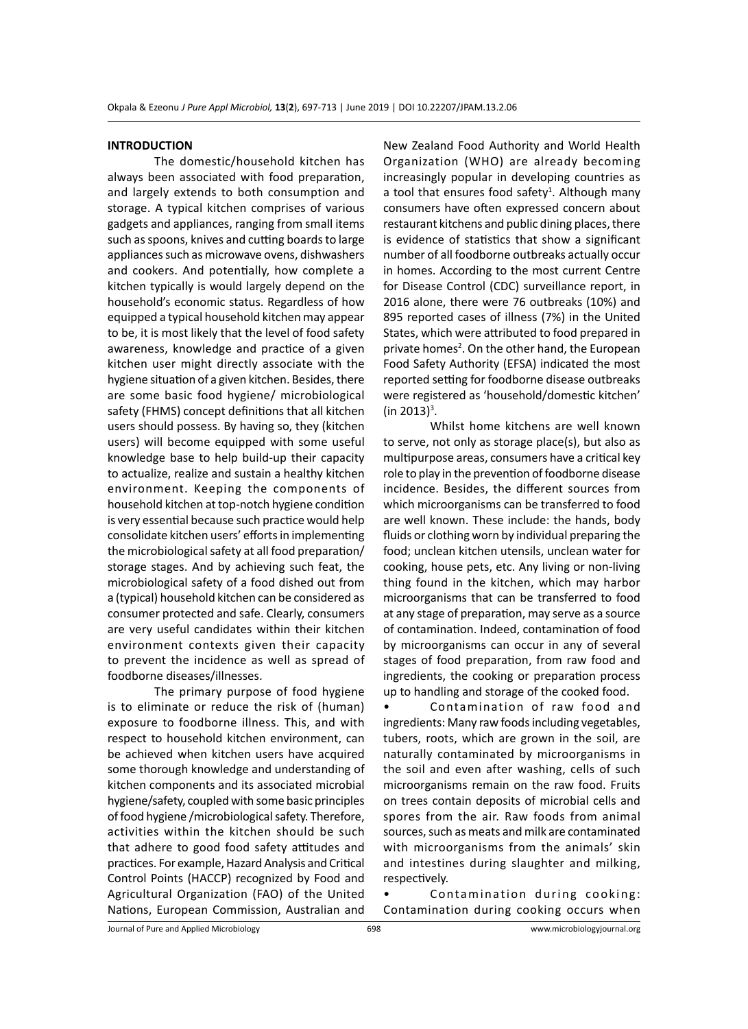## INTRODUCTION

The domestic/household kitchen has always been associated with food preparation, and largely extends to both consumption and storage. A typical kitchen comprises of various gadgets and appliances, ranging from small items such as spoons, knives and cutting boards to large appliances such as microwave ovens, dishwashers and cookers. And potentially, how complete a kitchen typically is would largely depend on the household's economic status. Regardless of how equipped a typical household kitchen may appear to be, it is most likely that the level of food safety awareness, knowledge and practice of a given kitchen user might directly associate with the hygiene situation of a given kitchen. Besides, there are some basic food hygiene/ microbiological safety (FHMS) concept definitions that all kitchen users should possess. By having so, they (kitchen users) will become equipped with some useful knowledge base to help build-up their capacity to actualize, realize and sustain a healthy kitchen environment. Keeping the components of household kitchen at top-notch hygiene condition is very essential because such practice would help consolidate kitchen users' efforts in implementing the microbiological safety at all food preparation/ storage stages. And by achieving such feat, the microbiological safety of a food dished out from a (typical) household kitchen can be considered as consumer protected and safe. Clearly, consumers are very useful candidates within their kitchen environment contexts given their capacity to prevent the incidence as well as spread of foodborne diseases/illnesses.

The primary purpose of food hygiene is to eliminate or reduce the risk of (human) exposure to foodborne illness. This, and with respect to household kitchen environment, can be achieved when kitchen users have acquired some thorough knowledge and understanding of kitchen components and its associated microbial hygiene/safety, coupled with some basic principles of food hygiene /microbiological safety. Therefore, activities within the kitchen should be such that adhere to good food safety attitudes and practices. For example, Hazard Analysis and Critical Control Points (HACCP) recognized by Food and Agricultural Organization (FAO) of the United Nations, European Commission, Australian and New Zealand Food Authority and World Health Organization (WHO) are already becoming increasingly popular in developing countries as a tool that ensures food safety[1]. Although many consumers have often expressed concern about restaurant kitchens and public dining places, there is evidence of statistics that show a significant number of all foodborne outbreaks actually occur in homes. According to the most current Centre for Disease Control (CDC) surveillance report, in 2016 alone, there were 76 outbreaks (10%) and 895 reported cases of illness (7%) in the United States, which were attributed to food prepared in private homes[2]. On the other hand, the European Food Safety Authority (EFSA) indicated the most reported setting for foodborne disease outbreaks were registered as 'household/domestic kitchen' (in 2013)[3].

Whilst home kitchens are well known to serve, not only as storage place(s), but also as multipurpose areas, consumers have a critical key role to play in the prevention of foodborne disease incidence. Besides, the different sources from which microorganisms can be transferred to food are well known. These include: the hands, body fluids or clothing worn by individual preparing the food; unclean kitchen utensils, unclean water for cooking, house pets, etc. Any living or non-living thing found in the kitchen, which may harbor microorganisms that can be transferred to food at any stage of preparation, may serve as a source of contamination. Indeed, contamination of food by microorganisms can occur in any of several stages of food preparation, from raw food and ingredients, the cooking or preparation process up to handling and storage of the cooked food.

- Contamination of raw food and ingredients: Many raw foods including vegetables, tubers, roots, which are grown in the soil, are naturally contaminated by microorganisms in the soil and even after washing, cells of such microorganisms remain on the raw food. Fruits on trees contain deposits of microbial cells and spores from the air. Raw foods from animal sources, such as meats and milk are contaminated with microorganisms from the animals' skin and intestines during slaughter and milking, respectively.
- Contamination during cooking: Contamination during cooking occurs when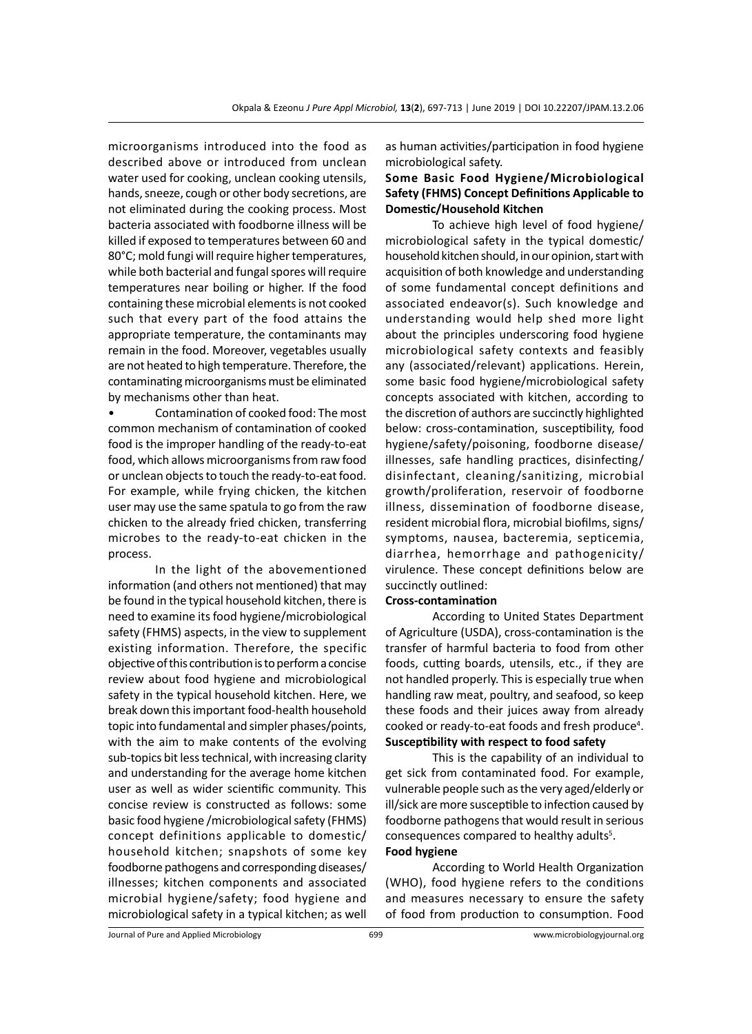microorganisms introduced into the food as described above or introduced from unclean water used for cooking, unclean cooking utensils, hands, sneeze, cough or other body secretions, are not eliminated during the cooking process. Most bacteria associated with foodborne illness will be killed if exposed to temperatures between 60 and 80°C; mold fungi will require higher temperatures, while both bacterial and fungal spores will require temperatures near boiling or higher. If the food containing these microbial elements is not cooked such that every part of the food attains the appropriate temperature, the contaminants may remain in the food. Moreover, vegetables usually are not heated to high temperature. Therefore, the contaminating microorganisms must be eliminated by mechanisms other than heat.

- Contamination of cooked food: The most common mechanism of contamination of cooked food is the improper handling of the ready-to-eat food, which allows microorganisms from raw food or unclean objects to touch the ready-to-eat food. For example, while frying chicken, the kitchen user may use the same spatula to go from the raw chicken to the already fried chicken, transferring microbes to the ready-to-eat chicken in the process.

In the light of the abovementioned information (and others not mentioned) that may be found in the typical household kitchen, there is need to examine its food hygiene/microbiological safety (FHMS) aspects, in the view to supplement existing information. Therefore, the specific objective of this contribution is to perform a concise review about food hygiene and microbiological safety in the typical household kitchen. Here, we break down this important food-health household topic into fundamental and simpler phases/points, with the aim to make contents of the evolving sub-topics bit less technical, with increasing clarity and understanding for the average home kitchen user as well as wider scientific community. This concise review is constructed as follows: some basic food hygiene /microbiological safety (FHMS) concept definitions applicable to domestic/household kitchen; snapshots of some key foodborne pathogens and corresponding diseases/illnesses; kitchen components and associated microbial hygiene/safety; food hygiene and microbiological safety in a typical kitchen; as well as human activities/participation in food hygiene microbiological safety.

## Some Basic Food Hygiene/Microbiological Safety (FHMS) Concept Definitions Applicable to Domestic/Household Kitchen

To achieve high level of food hygiene/microbiological safety in the typical domestic/household kitchen should, in our opinion, start with acquisition of both knowledge and understanding of some fundamental concept definitions and associated endeavor(s). Such knowledge and understanding would help shed more light about the principles underscoring food hygiene microbiological safety contexts and feasibly any (associated/relevant) applications. Herein, some basic food hygiene/microbiological safety concepts associated with kitchen, according to the discretion of authors are succinctly highlighted below: cross-contamination, susceptibility, food hygiene/safety/poisoning, foodborne disease/illnesses, safe handling practices, disinfecting/disinfectant, cleaning/sanitizing, microbial growth/proliferation, reservoir of foodborne illness, dissemination of foodborne disease, resident microbial flora, microbial biofilms, signs/symptoms, nausea, bacteremia, septicemia, diarrhea, hemorrhage and pathogenicity/virulence. These concept definitions below are succinctly outlined:

### Cross-contamination

According to United States Department of Agriculture (USDA), cross-contamination is the transfer of harmful bacteria to food from other foods, cutting boards, utensils, etc., if they are not handled properly. This is especially true when handling raw meat, poultry, and seafood, so keep these foods and their juices away from already cooked or ready-to-eat foods and fresh produce[4].

### Susceptibility with respect to food safety

This is the capability of an individual to get sick from contaminated food. For example, vulnerable people such as the very aged/elderly or ill/sick are more susceptible to infection caused by foodborne pathogens that would result in serious consequences compared to healthy adults[5].

### Food hygiene

According to World Health Organization (WHO), food hygiene refers to the conditions and measures necessary to ensure the safety of food from production to consumption. Food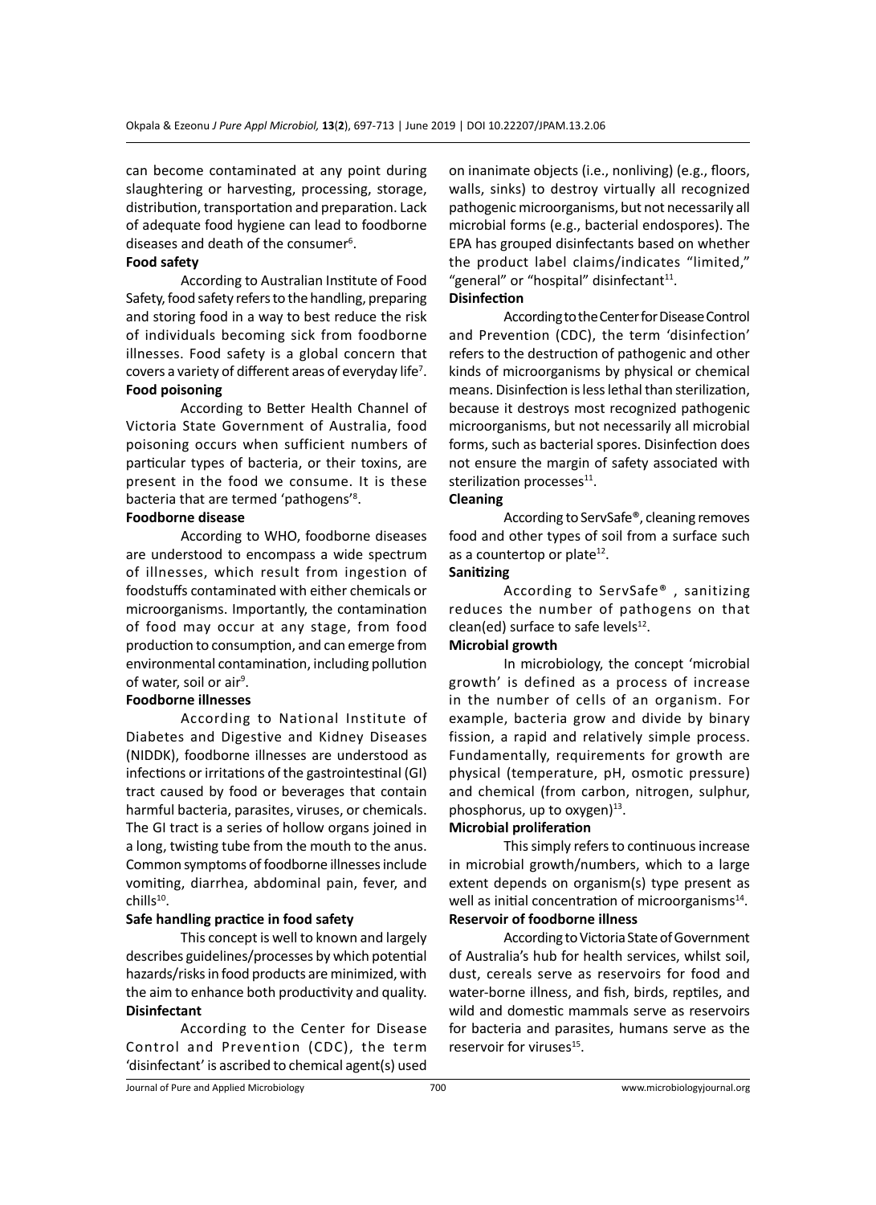can become contaminated at any point during slaughtering or harvesting, processing, storage, distribution, transportation and preparation. Lack of adequate food hygiene can lead to foodborne diseases and death of the consumer[6].

**Food safety**

According to Australian Institute of Food Safety, food safety refers to the handling, preparing and storing food in a way to best reduce the risk of individuals becoming sick from foodborne illnesses. Food safety is a global concern that covers a variety of different areas of everyday life[7].

**Food poisoning**

According to Better Health Channel of Victoria State Government of Australia, food poisoning occurs when sufficient numbers of particular types of bacteria, or their toxins, are present in the food we consume. It is these bacteria that are termed 'pathogens'[8].

**Foodborne disease**

According to WHO, foodborne diseases are understood to encompass a wide spectrum of illnesses, which result from ingestion of foodstuffs contaminated with either chemicals or microorganisms. Importantly, the contamination of food may occur at any stage, from food production to consumption, and can emerge from environmental contamination, including pollution of water, soil or air[9].

**Foodborne illnesses**

According to National Institute of Diabetes and Digestive and Kidney Diseases (NIDDK), foodborne illnesses are understood as infections or irritations of the gastrointestinal (GI) tract caused by food or beverages that contain harmful bacteria, parasites, viruses, or chemicals. The GI tract is a series of hollow organs joined in a long, twisting tube from the mouth to the anus. Common symptoms of foodborne illnesses include vomiting, diarrhea, abdominal pain, fever, and chills[10].

**Safe handling practice in food safety**

This concept is well to known and largely describes guidelines/processes by which potential hazards/risks in food products are minimized, with the aim to enhance both productivity and quality.

**Disinfectant**

According to the Center for Disease Control and Prevention (CDC), the term 'disinfectant' is ascribed to chemical agent(s) used on inanimate objects (i.e., nonliving) (e.g., floors, walls, sinks) to destroy virtually all recognized pathogenic microorganisms, but not necessarily all microbial forms (e.g., bacterial endospores). The EPA has grouped disinfectants based on whether the product label claims/indicates "limited," "general" or "hospital" disinfectant[11].

**Disinfection**

According to the Center for Disease Control and Prevention (CDC), the term 'disinfection' refers to the destruction of pathogenic and other kinds of microorganisms by physical or chemical means. Disinfection is less lethal than sterilization, because it destroys most recognized pathogenic microorganisms, but not necessarily all microbial forms, such as bacterial spores. Disinfection does not ensure the margin of safety associated with sterilization processes[11].

**Cleaning**

According to ServSafe®, cleaning removes food and other types of soil from a surface such as a countertop or plate[12].

**Sanitizing**

According to ServSafe® , sanitizing reduces the number of pathogens on that clean(ed) surface to safe levels[12].

**Microbial growth**

In microbiology, the concept 'microbial growth' is defined as a process of increase in the number of cells of an organism. For example, bacteria grow and divide by binary fission, a rapid and relatively simple process. Fundamentally, requirements for growth are physical (temperature, pH, osmotic pressure) and chemical (from carbon, nitrogen, sulphur, phosphorus, up to oxygen)[13].

**Microbial proliferation**

This simply refers to continuous increase in microbial growth/numbers, which to a large extent depends on organism(s) type present as well as initial concentration of microorganisms[14].

**Reservoir of foodborne illness**

According to Victoria State of Government of Australia's hub for health services, whilst soil, dust, cereals serve as reservoirs for food and water-borne illness, and fish, birds, reptiles, and wild and domestic mammals serve as reservoirs for bacteria and parasites, humans serve as the reservoir for viruses[15].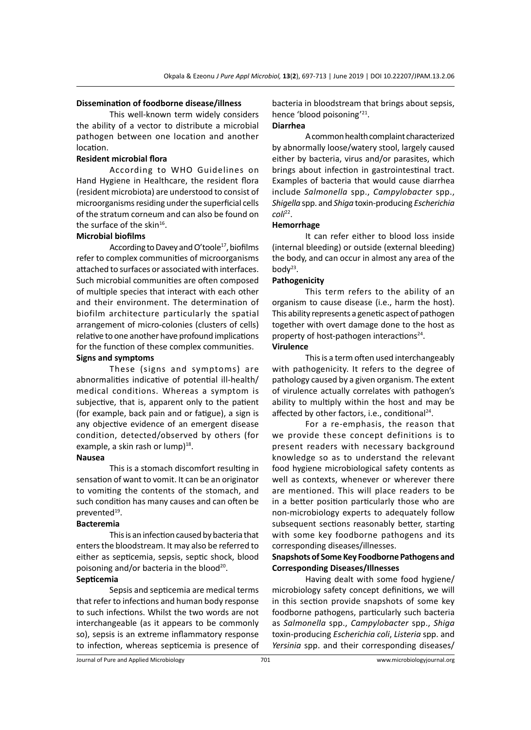### Dissemination of foodborne disease/illness

This well-known term widely considers the ability of a vector to distribute a microbial pathogen between one location and another location.

### Resident microbial flora

According to WHO Guidelines on Hand Hygiene in Healthcare, the resident flora (resident microbiota) are understood to consist of microorganisms residing under the superficial cells of the stratum corneum and can also be found on the surface of the skin[16].

### Microbial biofilms

According to Davey and O'toole[17], biofilms refer to complex communities of microorganisms attached to surfaces or associated with interfaces. Such microbial communities are often composed of multiple species that interact with each other and their environment. The determination of biofilm architecture particularly the spatial arrangement of micro-colonies (clusters of cells) relative to one another have profound implications for the function of these complex communities.

### Signs and symptoms

These (signs and symptoms) are abnormalities indicative of potential ill-health/medical conditions. Whereas a symptom is subjective, that is, apparent only to the patient (for example, back pain and or fatigue), a sign is any objective evidence of an emergent disease condition, detected/observed by others (for example, a skin rash or lump)[18].

### Nausea

This is a stomach discomfort resulting in sensation of want to vomit. It can be an originator to vomiting the contents of the stomach, and such condition has many causes and can often be prevented[19].

### Bacteremia

This is an infection caused by bacteria that enters the bloodstream. It may also be referred to either as septicemia, sepsis, septic shock, blood poisoning and/or bacteria in the blood[20].

### Septicemia

Sepsis and septicemia are medical terms that refer to infections and human body response to such infections. Whilst the two words are not interchangeable (as it appears to be commonly so), sepsis is an extreme inflammatory response to infection, whereas septicemia is presence of bacteria in bloodstream that brings about sepsis, hence 'blood poisoning'[21].

### Diarrhea

A common health complaint characterized by abnormally loose/watery stool, largely caused either by bacteria, virus and/or parasites, which brings about infection in gastrointestinal tract. Examples of bacteria that would cause diarrhea include *Salmonella* spp., *Campylobacter* spp., *Shigella* spp. and *Shiga* toxin-producing *Escherichia coli*[22].

### Hemorrhage

It can refer either to blood loss inside (internal bleeding) or outside (external bleeding) the body, and can occur in almost any area of the body[23].

### Pathogenicity

This term refers to the ability of an organism to cause disease (i.e., harm the host). This ability represents a genetic aspect of pathogen together with overt damage done to the host as property of host-pathogen interactions[24].

### Virulence

This is a term often used interchangeably with pathogenicity. It refers to the degree of pathology caused by a given organism. The extent of virulence actually correlates with pathogen's ability to multiply within the host and may be affected by other factors, i.e., conditional[24].

For a re-emphasis, the reason that we provide these concept definitions is to present readers with necessary background knowledge so as to understand the relevant food hygiene microbiological safety contents as well as contexts, whenever or wherever there are mentioned. This will place readers to be in a better position particularly those who are non-microbiology experts to adequately follow subsequent sections reasonably better, starting with some key foodborne pathogens and its corresponding diseases/illnesses.

## Snapshots of Some Key Foodborne Pathogens and Corresponding Diseases/Illnesses

Having dealt with some food hygiene/microbiology safety concept definitions, we will in this section provide snapshots of some key foodborne pathogens, particularly such bacteria as *Salmonella* spp., *Campylobacter* spp., *Shiga* toxin-producing *Escherichia coli*, *Listeria* spp. and *Yersinia* spp. and their corresponding diseases/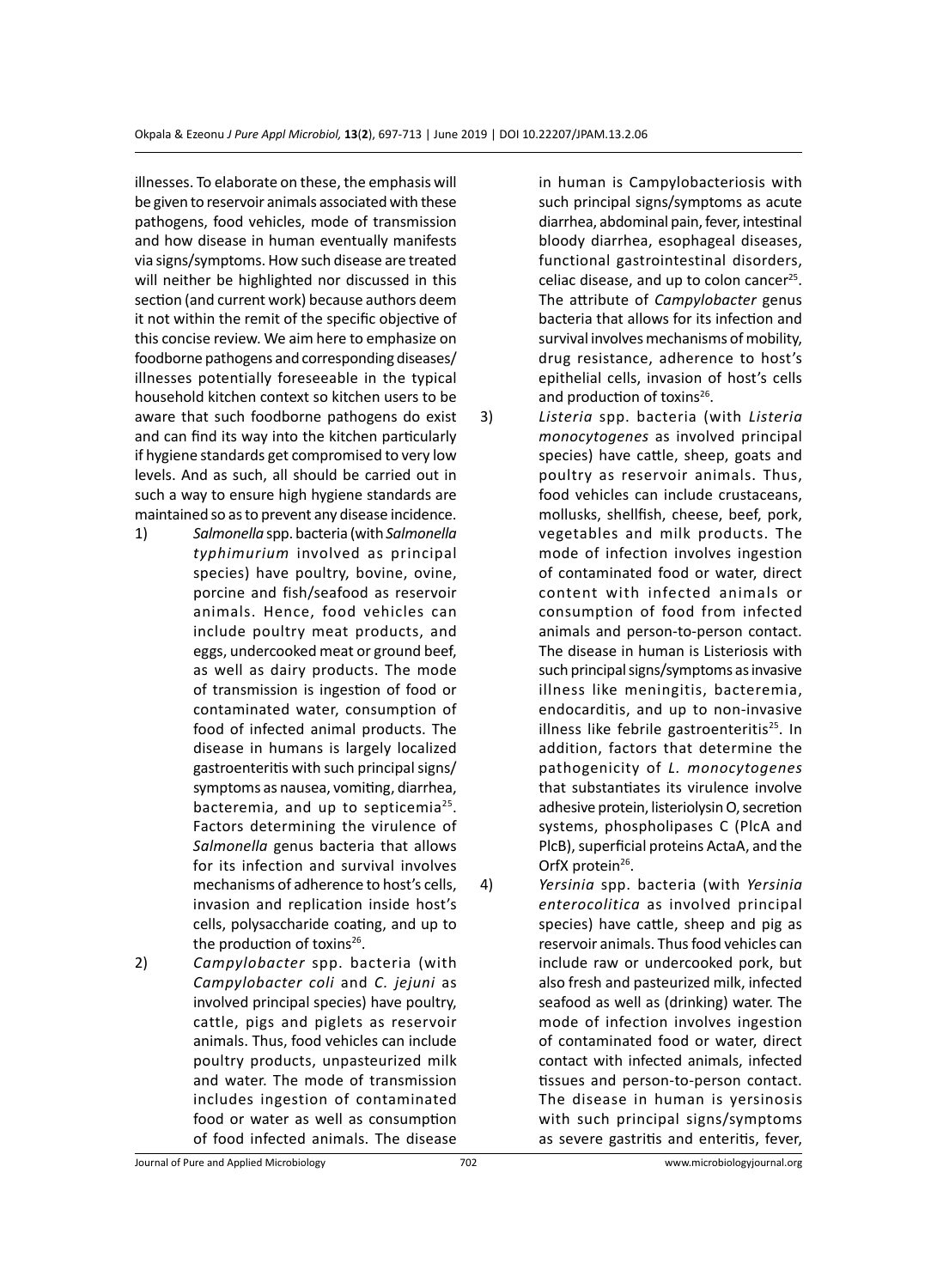illnesses. To elaborate on these, the emphasis will be given to reservoir animals associated with these pathogens, food vehicles, mode of transmission and how disease in human eventually manifests via signs/symptoms. How such disease are treated will neither be highlighted nor discussed in this section (and current work) because authors deem it not within the remit of the specific objective of this concise review. We aim here to emphasize on foodborne pathogens and corresponding diseases/ illnesses potentially foreseeable in the typical household kitchen context so kitchen users to be aware that such foodborne pathogens do exist and can find its way into the kitchen particularly if hygiene standards get compromised to very low levels. And as such, all should be carried out in such a way to ensure high hygiene standards are maintained so as to prevent any disease incidence.

1) *Salmonella* spp. bacteria (with *Salmonella typhimurium* involved as principal species) have poultry, bovine, ovine, porcine and fish/seafood as reservoir animals. Hence, food vehicles can include poultry meat products, and eggs, undercooked meat or ground beef, as well as dairy products. The mode of transmission is ingestion of food or contaminated water, consumption of food of infected animal products. The disease in humans is largely localized gastroenteritis with such principal signs/ symptoms as nausea, vomiting, diarrhea, bacteremia, and up to septicemia[25]. Factors determining the virulence of *Salmonella* genus bacteria that allows for its infection and survival involves mechanisms of adherence to host's cells, invasion and replication inside host's cells, polysaccharide coating, and up to the production of toxins[26].

2) *Campylobacter* spp. bacteria (with *Campylobacter coli* and *C. jejuni* as involved principal species) have poultry, cattle, pigs and piglets as reservoir animals. Thus, food vehicles can include poultry products, unpasteurized milk and water. The mode of transmission includes ingestion of contaminated food or water as well as consumption of food infected animals. The disease in human is Campylobacteriosis with such principal signs/symptoms as acute diarrhea, abdominal pain, fever, intestinal bloody diarrhea, esophageal diseases, functional gastrointestinal disorders, celiac disease, and up to colon cancer[25]. The attribute of *Campylobacter* genus bacteria that allows for its infection and survival involves mechanisms of mobility, drug resistance, adherence to host's epithelial cells, invasion of host's cells and production of toxins[26].

3) *Listeria* spp. bacteria (with *Listeria monocytogenes* as involved principal species) have cattle, sheep, goats and poultry as reservoir animals. Thus, food vehicles can include crustaceans, mollusks, shellfish, cheese, beef, pork, vegetables and milk products. The mode of infection involves ingestion of contaminated food or water, direct content with infected animals or consumption of food from infected animals and person-to-person contact. The disease in human is Listeriosis with such principal signs/symptoms as invasive illness like meningitis, bacteremia, endocarditis, and up to non-invasive illness like febrile gastroenteritis[25]. In addition, factors that determine the pathogenicity of *L. monocytogenes* that substantiates its virulence involve adhesive protein, listeriolysin O, secretion systems, phospholipases C (PlcA and PlcB), superficial proteins ActaA, and the OrfX protein[26].

4) *Yersinia* spp. bacteria (with *Yersinia enterocolitica* as involved principal species) have cattle, sheep and pig as reservoir animals. Thus food vehicles can include raw or undercooked pork, but also fresh and pasteurized milk, infected seafood as well as (drinking) water. The mode of infection involves ingestion of contaminated food or water, direct contact with infected animals, infected tissues and person-to-person contact. The disease in human is yersinosis with such principal signs/symptoms as severe gastritis and enteritis, fever,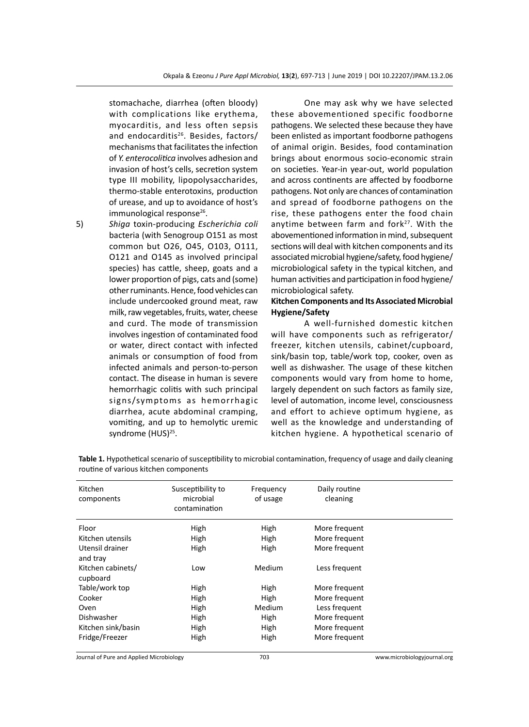stomachache, diarrhea (often bloody) with complications like erythema, myocarditis, and less often sepsis and endocarditis[26]. Besides, factors/mechanisms that facilitates the infection of *Y. enterocolitica* involves adhesion and invasion of host's cells, secretion system type III mobility, lipopolysaccharides, thermo-stable enterotoxins, production of urease, and up to avoidance of host's immunological response[26].

5) *Shiga* toxin-producing *Escherichia coli* bacteria (with Senogroup O151 as most common but O26, O45, O103, O111, O121 and O145 as involved principal species) has cattle, sheep, goats and a lower proportion of pigs, cats and (some) other ruminants. Hence, food vehicles can include undercooked ground meat, raw milk, raw vegetables, fruits, water, cheese and curd. The mode of transmission involves ingestion of contaminated food or water, direct contact with infected animals or consumption of food from infected animals and person-to-person contact. The disease in human is severe hemorrhagic colitis with such principal signs/symptoms as hemorrhagic diarrhea, acute abdominal cramping, vomiting, and up to hemolytic uremic syndrome (HUS)[25].

One may ask why we have selected these abovementioned specific foodborne pathogens. We selected these because they have been enlisted as important foodborne pathogens of animal origin. Besides, food contamination brings about enormous socio-economic strain on societies. Year-in year-out, world population and across continents are affected by foodborne pathogens. Not only are chances of contamination and spread of foodborne pathogens on the rise, these pathogens enter the food chain anytime between farm and fork[27]. With the abovementioned information in mind, subsequent sections will deal with kitchen components and its associated microbial hygiene/safety, food hygiene/microbiological safety in the typical kitchen, and human activities and participation in food hygiene/microbiological safety.

## Kitchen Components and Its Associated Microbial Hygiene/Safety

A well-furnished domestic kitchen will have components such as refrigerator/freezer, kitchen utensils, cabinet/cupboard, sink/basin top, table/work top, cooker, oven as well as dishwasher. The usage of these kitchen components would vary from home to home, largely dependent on such factors as family size, level of automation, income level, consciousness and effort to achieve optimum hygiene, as well as the knowledge and understanding of kitchen hygiene. A hypothetical scenario of

**Table 1.** Hypothetical scenario of susceptibility to microbial contamination, frequency of usage and daily cleaning routine of various kitchen components

| Kitchen components | Susceptibility to microbial contamination | Frequency of usage | Daily routine cleaning |
|---|---|---|---|
| Floor | High | High | More frequent |
| Kitchen utensils | High | High | More frequent |
| Utensil drainer and tray | High | High | More frequent |
| Kitchen cabinets/cupboard | Low | Medium | Less frequent |
| Table/work top | High | High | More frequent |
| Cooker | High | High | More frequent |
| Oven | High | Medium | Less frequent |
| Dishwasher | High | High | More frequent |
| Kitchen sink/basin | High | High | More frequent |
| Fridge/Freezer | High | High | More frequent |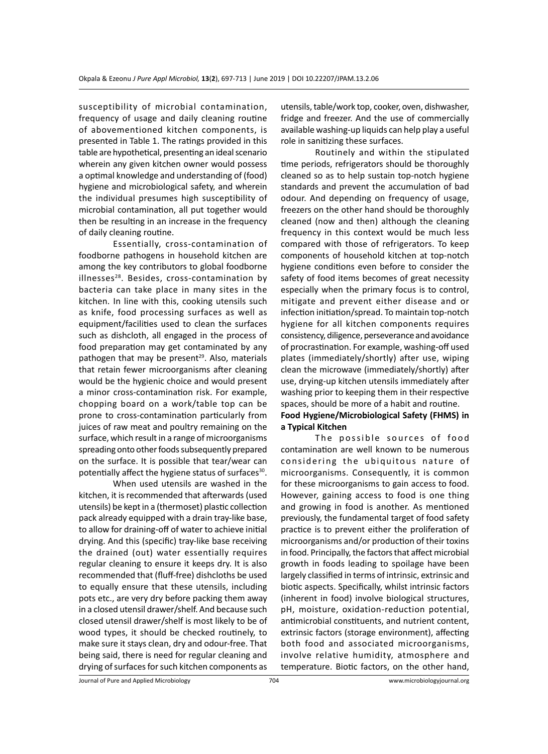susceptibility of microbial contamination, frequency of usage and daily cleaning routine of abovementioned kitchen components, is presented in Table 1. The ratings provided in this table are hypothetical, presenting an ideal scenario wherein any given kitchen owner would possess a optimal knowledge and understanding of (food) hygiene and microbiological safety, and wherein the individual presumes high susceptibility of microbial contamination, all put together would then be resulting in an increase in the frequency of daily cleaning routine.

Essentially, cross-contamination of foodborne pathogens in household kitchen are among the key contributors to global foodborne illnesses[28]. Besides, cross-contamination by bacteria can take place in many sites in the kitchen. In line with this, cooking utensils such as knife, food processing surfaces as well as equipment/facilities used to clean the surfaces such as dishcloth, all engaged in the process of food preparation may get contaminated by any pathogen that may be present[29]. Also, materials that retain fewer microorganisms after cleaning would be the hygienic choice and would present a minor cross-contamination risk. For example, chopping board on a work/table top can be prone to cross-contamination particularly from juices of raw meat and poultry remaining on the surface, which result in a range of microorganisms spreading onto other foods subsequently prepared on the surface. It is possible that tear/wear can potentially affect the hygiene status of surfaces[30].

When used utensils are washed in the kitchen, it is recommended that afterwards (used utensils) be kept in a (thermoset) plastic collection pack already equipped with a drain tray-like base, to allow for draining-off of water to achieve initial drying. And this (specific) tray-like base receiving the drained (out) water essentially requires regular cleaning to ensure it keeps dry. It is also recommended that (fluff-free) dishcloths be used to equally ensure that these utensils, including pots etc., are very dry before packing them away in a closed utensil drawer/shelf. And because such closed utensil drawer/shelf is most likely to be of wood types, it should be checked routinely, to make sure it stays clean, dry and odour-free. That being said, there is need for regular cleaning and drying of surfaces for such kitchen components as utensils, table/work top, cooker, oven, dishwasher, fridge and freezer. And the use of commercially available washing-up liquids can help play a useful role in sanitizing these surfaces.

Routinely and within the stipulated time periods, refrigerators should be thoroughly cleaned so as to help sustain top-notch hygiene standards and prevent the accumulation of bad odour. And depending on frequency of usage, freezers on the other hand should be thoroughly cleaned (now and then) although the cleaning frequency in this context would be much less compared with those of refrigerators. To keep components of household kitchen at top-notch hygiene conditions even before to consider the safety of food items becomes of great necessity especially when the primary focus is to control, mitigate and prevent either disease and or infection initiation/spread. To maintain top-notch hygiene for all kitchen components requires consistency, diligence, perseverance and avoidance of procrastination. For example, washing-off used plates (immediately/shortly) after use, wiping clean the microwave (immediately/shortly) after use, drying-up kitchen utensils immediately after washing prior to keeping them in their respective spaces, should be more of a habit and routine.

**Food Hygiene/Microbiological Safety (FHMS) in a Typical Kitchen**

The possible sources of food contamination are well known to be numerous considering the ubiquitous nature of microorganisms. Consequently, it is common for these microorganisms to gain access to food. However, gaining access to food is one thing and growing in food is another. As mentioned previously, the fundamental target of food safety practice is to prevent either the proliferation of microorganisms and/or production of their toxins in food. Principally, the factors that affect microbial growth in foods leading to spoilage have been largely classified in terms of intrinsic, extrinsic and biotic aspects. Specifically, whilst intrinsic factors (inherent in food) involve biological structures, pH, moisture, oxidation-reduction potential, antimicrobial constituents, and nutrient content, extrinsic factors (storage environment), affecting both food and associated microorganisms, involve relative humidity, atmosphere and temperature. Biotic factors, on the other hand,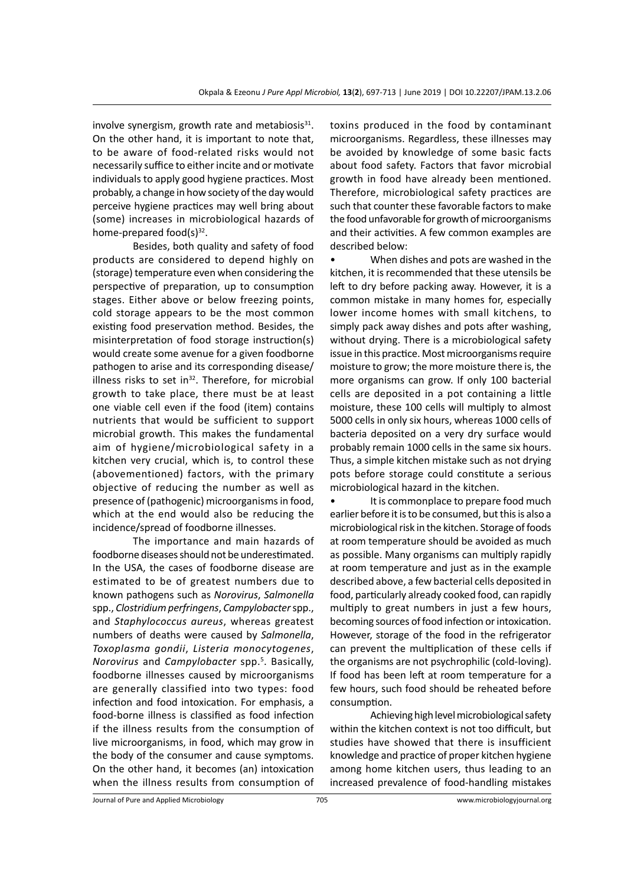involve synergism, growth rate and metabiosis[31]. On the other hand, it is important to note that, to be aware of food-related risks would not necessarily suffice to either incite and or motivate individuals to apply good hygiene practices. Most probably, a change in how society of the day would perceive hygiene practices may well bring about (some) increases in microbiological hazards of home-prepared food(s)[32].

Besides, both quality and safety of food products are considered to depend highly on (storage) temperature even when considering the perspective of preparation, up to consumption stages. Either above or below freezing points, cold storage appears to be the most common existing food preservation method. Besides, the misinterpretation of food storage instruction(s) would create some avenue for a given foodborne pathogen to arise and its corresponding disease/illness risks to set in[32]. Therefore, for microbial growth to take place, there must be at least one viable cell even if the food (item) contains nutrients that would be sufficient to support microbial growth. This makes the fundamental aim of hygiene/microbiological safety in a kitchen very crucial, which is, to control these (abovementioned) factors, with the primary objective of reducing the number as well as presence of (pathogenic) microorganisms in food, which at the end would also be reducing the incidence/spread of foodborne illnesses.

The importance and main hazards of foodborne diseases should not be underestimated. In the USA, the cases of foodborne disease are estimated to be of greatest numbers due to known pathogens such as *Norovirus*, *Salmonella* spp., *Clostridium perfringens*, *Campylobacter* spp., and *Staphylococcus aureus*, whereas greatest numbers of deaths were caused by *Salmonella*, *Toxoplasma gondii*, *Listeria monocytogenes*, *Norovirus* and *Campylobacter* spp.[5]. Basically, foodborne illnesses caused by microorganisms are generally classified into two types: food infection and food intoxication. For emphasis, a food-borne illness is classified as food infection if the illness results from the consumption of live microorganisms, in food, which may grow in the body of the consumer and cause symptoms. On the other hand, it becomes (an) intoxication when the illness results from consumption of toxins produced in the food by contaminant microorganisms. Regardless, these illnesses may be avoided by knowledge of some basic facts about food safety. Factors that favor microbial growth in food have already been mentioned. Therefore, microbiological safety practices are such that counter these favorable factors to make the food unfavorable for growth of microorganisms and their activities. A few common examples are described below:

- When dishes and pots are washed in the kitchen, it is recommended that these utensils be left to dry before packing away. However, it is a common mistake in many homes for, especially lower income homes with small kitchens, to simply pack away dishes and pots after washing, without drying. There is a microbiological safety issue in this practice. Most microorganisms require moisture to grow; the more moisture there is, the more organisms can grow. If only 100 bacterial cells are deposited in a pot containing a little moisture, these 100 cells will multiply to almost 5000 cells in only six hours, whereas 1000 cells of bacteria deposited on a very dry surface would probably remain 1000 cells in the same six hours. Thus, a simple kitchen mistake such as not drying pots before storage could constitute a serious microbiological hazard in the kitchen.
- It is commonplace to prepare food much earlier before it is to be consumed, but this is also a microbiological risk in the kitchen. Storage of foods at room temperature should be avoided as much as possible. Many organisms can multiply rapidly at room temperature and just as in the example described above, a few bacterial cells deposited in food, particularly already cooked food, can rapidly multiply to great numbers in just a few hours, becoming sources of food infection or intoxication. However, storage of the food in the refrigerator can prevent the multiplication of these cells if the organisms are not psychrophilic (cold-loving). If food has been left at room temperature for a few hours, such food should be reheated before consumption.

Achieving high level microbiological safety within the kitchen context is not too difficult, but studies have showed that there is insufficient knowledge and practice of proper kitchen hygiene among home kitchen users, thus leading to an increased prevalence of food-handling mistakes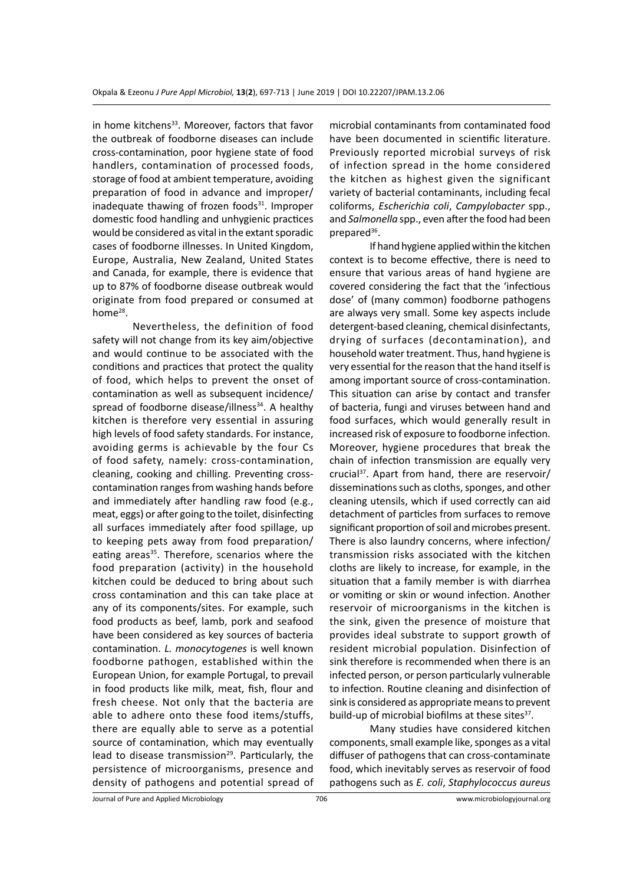in home kitchens[33]. Moreover, factors that favor the outbreak of foodborne diseases can include cross-contamination, poor hygiene state of food handlers, contamination of processed foods, storage of food at ambient temperature, avoiding preparation of food in advance and improper/inadequate thawing of frozen foods[31]. Improper domestic food handling and unhygienic practices would be considered as vital in the extant sporadic cases of foodborne illnesses. In United Kingdom, Europe, Australia, New Zealand, United States and Canada, for example, there is evidence that up to 87% of foodborne disease outbreak would originate from food prepared or consumed at home[28].

Nevertheless, the definition of food safety will not change from its key aim/objective and would continue to be associated with the conditions and practices that protect the quality of food, which helps to prevent the onset of contamination as well as subsequent incidence/spread of foodborne disease/illness[34]. A healthy kitchen is therefore very essential in assuring high levels of food safety standards. For instance, avoiding germs is achievable by the four Cs of food safety, namely: cross-contamination, cleaning, cooking and chilling. Preventing cross-contamination ranges from washing hands before and immediately after handling raw food (e.g., meat, eggs) or after going to the toilet, disinfecting all surfaces immediately after food spillage, up to keeping pets away from food preparation/eating areas[35]. Therefore, scenarios where the food preparation (activity) in the household kitchen could be deduced to bring about such cross contamination and this can take place at any of its components/sites. For example, such food products as beef, lamb, pork and seafood have been considered as key sources of bacteria contamination. *L. monocytogenes* is well known foodborne pathogen, established within the European Union, for example Portugal, to prevail in food products like milk, meat, fish, flour and fresh cheese. Not only that the bacteria are able to adhere onto these food items/stuffs, there are equally able to serve as a potential source of contamination, which may eventually lead to disease transmission[29]. Particularly, the persistence of microorganisms, presence and density of pathogens and potential spread of microbial contaminants from contaminated food have been documented in scientific literature. Previously reported microbial surveys of risk of infection spread in the home considered the kitchen as highest given the significant variety of bacterial contaminants, including fecal coliforms, *Escherichia coli*, *Campylobacter* spp., and *Salmonella* spp., even after the food had been prepared[36].

If hand hygiene applied within the kitchen context is to become effective, there is need to ensure that various areas of hand hygiene are covered considering the fact that the 'infectious dose' of (many common) foodborne pathogens are always very small. Some key aspects include detergent-based cleaning, chemical disinfectants, drying of surfaces (decontamination), and household water treatment. Thus, hand hygiene is very essential for the reason that the hand itself is among important source of cross-contamination. This situation can arise by contact and transfer of bacteria, fungi and viruses between hand and food surfaces, which would generally result in increased risk of exposure to foodborne infection. Moreover, hygiene procedures that break the chain of infection transmission are equally very crucial[37]. Apart from hand, there are reservoir/disseminations such as cloths, sponges, and other cleaning utensils, which if used correctly can aid detachment of particles from surfaces to remove significant proportion of soil and microbes present. There is also laundry concerns, where infection/transmission risks associated with the kitchen cloths are likely to increase, for example, in the situation that a family member is with diarrhea or vomiting or skin or wound infection. Another reservoir of microorganisms in the kitchen is the sink, given the presence of moisture that provides ideal substrate to support growth of resident microbial population. Disinfection of sink therefore is recommended when there is an infected person, or person particularly vulnerable to infection. Routine cleaning and disinfection of sink is considered as appropriate means to prevent build-up of microbial biofilms at these sites[37].

Many studies have considered kitchen components, small example like, sponges as a vital diffuser of pathogens that can cross-contaminate food, which inevitably serves as reservoir of food pathogens such as *E. coli*, *Staphylococcus aureus*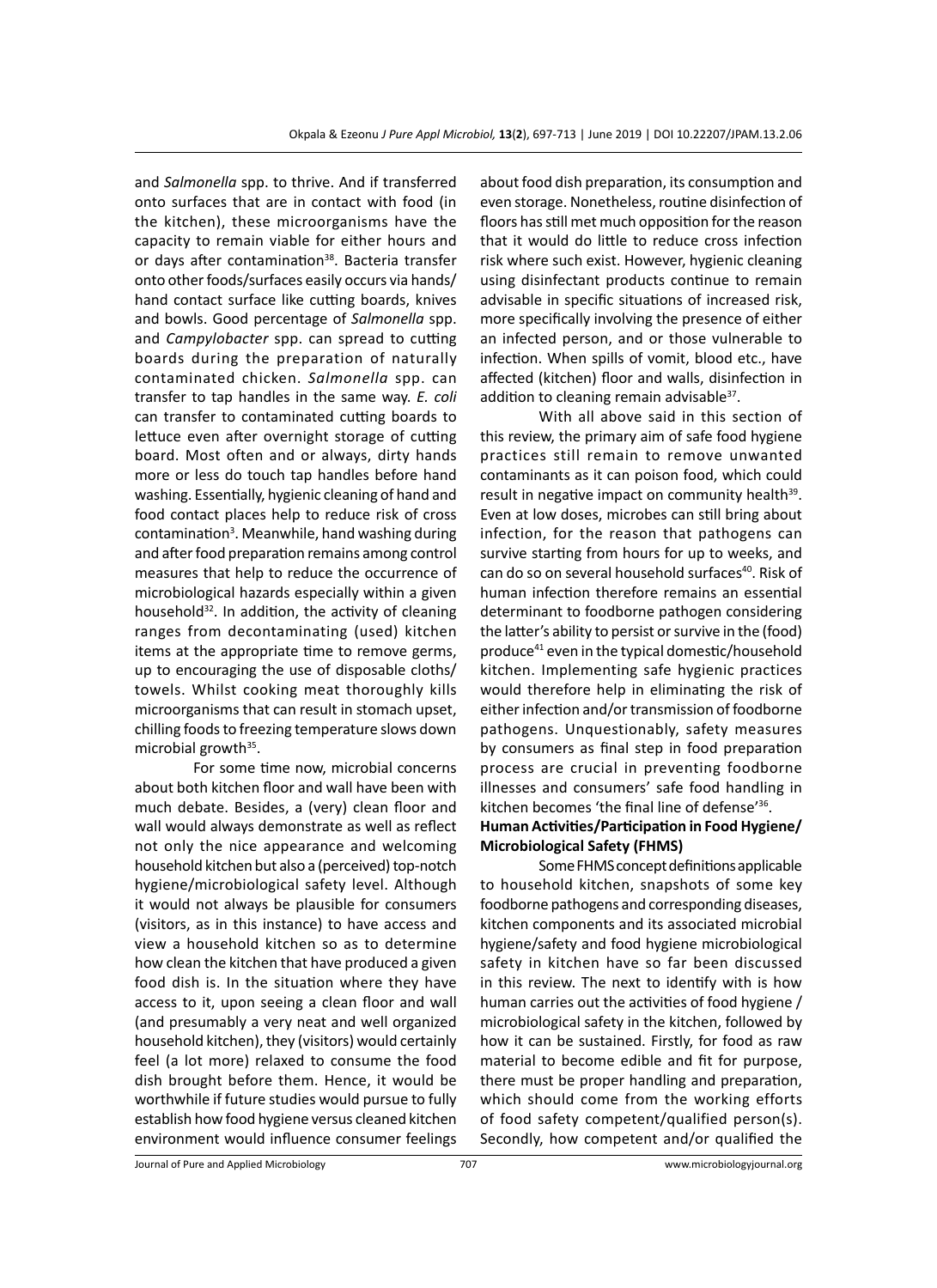and *Salmonella* spp. to thrive. And if transferred onto surfaces that are in contact with food (in the kitchen), these microorganisms have the capacity to remain viable for either hours and or days after contamination[38]. Bacteria transfer onto other foods/surfaces easily occurs via hands/ hand contact surface like cutting boards, knives and bowls. Good percentage of *Salmonella* spp. and *Campylobacter* spp. can spread to cutting boards during the preparation of naturally contaminated chicken. *Salmonella* spp. can transfer to tap handles in the same way. *E. coli* can transfer to contaminated cutting boards to lettuce even after overnight storage of cutting board. Most often and or always, dirty hands more or less do touch tap handles before hand washing. Essentially, hygienic cleaning of hand and food contact places help to reduce risk of cross contamination[3]. Meanwhile, hand washing during and after food preparation remains among control measures that help to reduce the occurrence of microbiological hazards especially within a given household[32]. In addition, the activity of cleaning ranges from decontaminating (used) kitchen items at the appropriate time to remove germs, up to encouraging the use of disposable cloths/ towels. Whilst cooking meat thoroughly kills microorganisms that can result in stomach upset, chilling foods to freezing temperature slows down microbial growth[35].

For some time now, microbial concerns about both kitchen floor and wall have been with much debate. Besides, a (very) clean floor and wall would always demonstrate as well as reflect not only the nice appearance and welcoming household kitchen but also a (perceived) top-notch hygiene/microbiological safety level. Although it would not always be plausible for consumers (visitors, as in this instance) to have access and view a household kitchen so as to determine how clean the kitchen that have produced a given food dish is. In the situation where they have access to it, upon seeing a clean floor and wall (and presumably a very neat and well organized household kitchen), they (visitors) would certainly feel (a lot more) relaxed to consume the food dish brought before them. Hence, it would be worthwhile if future studies would pursue to fully establish how food hygiene versus cleaned kitchen environment would influence consumer feelings about food dish preparation, its consumption and even storage. Nonetheless, routine disinfection of floors has still met much opposition for the reason that it would do little to reduce cross infection risk where such exist. However, hygienic cleaning using disinfectant products continue to remain advisable in specific situations of increased risk, more specifically involving the presence of either an infected person, and or those vulnerable to infection. When spills of vomit, blood etc., have affected (kitchen) floor and walls, disinfection in addition to cleaning remain advisable[37].

With all above said in this section of this review, the primary aim of safe food hygiene practices still remain to remove unwanted contaminants as it can poison food, which could result in negative impact on community health[39]. Even at low doses, microbes can still bring about infection, for the reason that pathogens can survive starting from hours for up to weeks, and can do so on several household surfaces[40]. Risk of human infection therefore remains an essential determinant to foodborne pathogen considering the latter's ability to persist or survive in the (food) produce[41] even in the typical domestic/household kitchen. Implementing safe hygienic practices would therefore help in eliminating the risk of either infection and/or transmission of foodborne pathogens. Unquestionably, safety measures by consumers as final step in food preparation process are crucial in preventing foodborne illnesses and consumers' safe food handling in kitchen becomes 'the final line of defense'[36].

**Human Activities/Participation in Food Hygiene/ Microbiological Safety (FHMS)**

Some FHMS concept definitions applicable to household kitchen, snapshots of some key foodborne pathogens and corresponding diseases, kitchen components and its associated microbial hygiene/safety and food hygiene microbiological safety in kitchen have so far been discussed in this review. The next to identify with is how human carries out the activities of food hygiene / microbiological safety in the kitchen, followed by how it can be sustained. Firstly, for food as raw material to become edible and fit for purpose, there must be proper handling and preparation, which should come from the working efforts of food safety competent/qualified person(s). Secondly, how competent and/or qualified the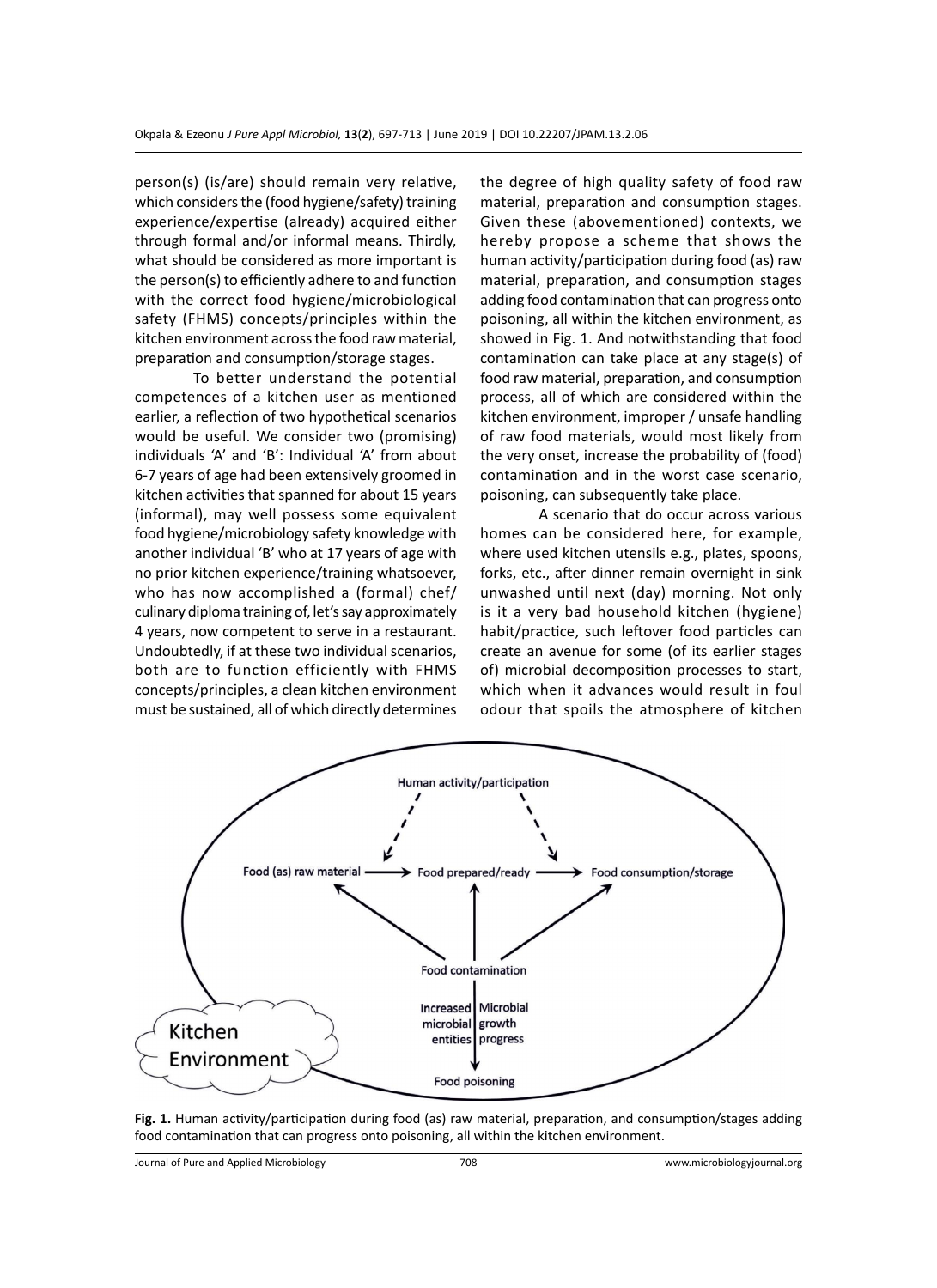person(s) (is/are) should remain very relative, which considers the (food hygiene/safety) training experience/expertise (already) acquired either through formal and/or informal means. Thirdly, what should be considered as more important is the person(s) to efficiently adhere to and function with the correct food hygiene/microbiological safety (FHMS) concepts/principles within the kitchen environment across the food raw material, preparation and consumption/storage stages.

To better understand the potential competences of a kitchen user as mentioned earlier, a reflection of two hypothetical scenarios would be useful. We consider two (promising) individuals 'A' and 'B': Individual 'A' from about 6-7 years of age had been extensively groomed in kitchen activities that spanned for about 15 years (informal), may well possess some equivalent food hygiene/microbiology safety knowledge with another individual 'B' who at 17 years of age with no prior kitchen experience/training whatsoever, who has now accomplished a (formal) chef/culinary diploma training of, let's say approximately 4 years, now competent to serve in a restaurant. Undoubtedly, if at these two individual scenarios, both are to function efficiently with FHMS concepts/principles, a clean kitchen environment must be sustained, all of which directly determines the degree of high quality safety of food raw material, preparation and consumption stages. Given these (abovementioned) contexts, we hereby propose a scheme that shows the human activity/participation during food (as) raw material, preparation, and consumption stages adding food contamination that can progress onto poisoning, all within the kitchen environment, as showed in Fig. 1. And notwithstanding that food contamination can take place at any stage(s) of food raw material, preparation, and consumption process, all of which are considered within the kitchen environment, improper / unsafe handling of raw food materials, would most likely from the very onset, increase the probability of (food) contamination and in the worst case scenario, poisoning, can subsequently take place.

A scenario that do occur across various homes can be considered here, for example, where used kitchen utensils e.g., plates, spoons, forks, etc., after dinner remain overnight in sink unwashed until next (day) morning. Not only is it a very bad household kitchen (hygiene) habit/practice, such leftover food particles can create an avenue for some (of its earlier stages of) microbial decomposition processes to start, which when it advances would result in foul odour that spoils the atmosphere of kitchen

**Fig. 1.** Human activity/participation during food (as) raw material, preparation, and consumption/stages adding food contamination that can progress onto poisoning, all within the kitchen environment.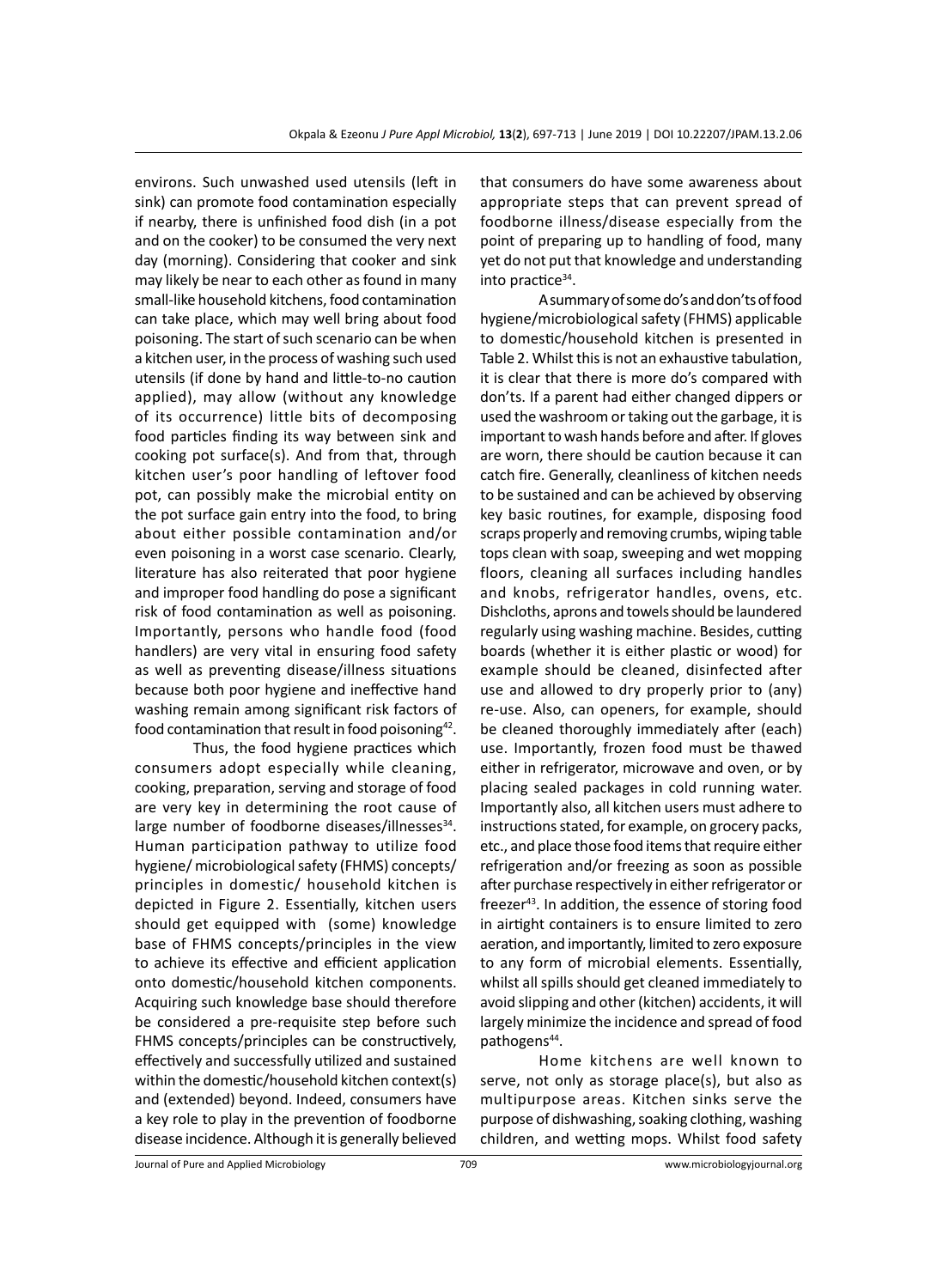environs. Such unwashed used utensils (left in sink) can promote food contamination especially if nearby, there is unfinished food dish (in a pot and on the cooker) to be consumed the very next day (morning). Considering that cooker and sink may likely be near to each other as found in many small-like household kitchens, food contamination can take place, which may well bring about food poisoning. The start of such scenario can be when a kitchen user, in the process of washing such used utensils (if done by hand and little-to-no caution applied), may allow (without any knowledge of its occurrence) little bits of decomposing food particles finding its way between sink and cooking pot surface(s). And from that, through kitchen user's poor handling of leftover food pot, can possibly make the microbial entity on the pot surface gain entry into the food, to bring about either possible contamination and/or even poisoning in a worst case scenario. Clearly, literature has also reiterated that poor hygiene and improper food handling do pose a significant risk of food contamination as well as poisoning. Importantly, persons who handle food (food handlers) are very vital in ensuring food safety as well as preventing disease/illness situations because both poor hygiene and ineffective hand washing remain among significant risk factors of food contamination that result in food poisoning[42].

Thus, the food hygiene practices which consumers adopt especially while cleaning, cooking, preparation, serving and storage of food are very key in determining the root cause of large number of foodborne diseases/illnesses[34]. Human participation pathway to utilize food hygiene/ microbiological safety (FHMS) concepts/ principles in domestic/ household kitchen is depicted in Figure 2. Essentially, kitchen users should get equipped with (some) knowledge base of FHMS concepts/principles in the view to achieve its effective and efficient application onto domestic/household kitchen components. Acquiring such knowledge base should therefore be considered a pre-requisite step before such FHMS concepts/principles can be constructively, effectively and successfully utilized and sustained within the domestic/household kitchen context(s) and (extended) beyond. Indeed, consumers have a key role to play in the prevention of foodborne disease incidence. Although it is generally believed that consumers do have some awareness about appropriate steps that can prevent spread of foodborne illness/disease especially from the point of preparing up to handling of food, many yet do not put that knowledge and understanding into practice[34].

A summary of some do's and don'ts of food hygiene/microbiological safety (FHMS) applicable to domestic/household kitchen is presented in Table 2. Whilst this is not an exhaustive tabulation, it is clear that there is more do's compared with don'ts. If a parent had either changed dippers or used the washroom or taking out the garbage, it is important to wash hands before and after. If gloves are worn, there should be caution because it can catch fire. Generally, cleanliness of kitchen needs to be sustained and can be achieved by observing key basic routines, for example, disposing food scraps properly and removing crumbs, wiping table tops clean with soap, sweeping and wet mopping floors, cleaning all surfaces including handles and knobs, refrigerator handles, ovens, etc. Dishcloths, aprons and towels should be laundered regularly using washing machine. Besides, cutting boards (whether it is either plastic or wood) for example should be cleaned, disinfected after use and allowed to dry properly prior to (any) re-use. Also, can openers, for example, should be cleaned thoroughly immediately after (each) use. Importantly, frozen food must be thawed either in refrigerator, microwave and oven, or by placing sealed packages in cold running water. Importantly also, all kitchen users must adhere to instructions stated, for example, on grocery packs, etc., and place those food items that require either refrigeration and/or freezing as soon as possible after purchase respectively in either refrigerator or freezer[43]. In addition, the essence of storing food in airtight containers is to ensure limited to zero aeration, and importantly, limited to zero exposure to any form of microbial elements. Essentially, whilst all spills should get cleaned immediately to avoid slipping and other (kitchen) accidents, it will largely minimize the incidence and spread of food pathogens[44].

Home kitchens are well known to serve, not only as storage place(s), but also as multipurpose areas. Kitchen sinks serve the purpose of dishwashing, soaking clothing, washing children, and wetting mops. Whilst food safety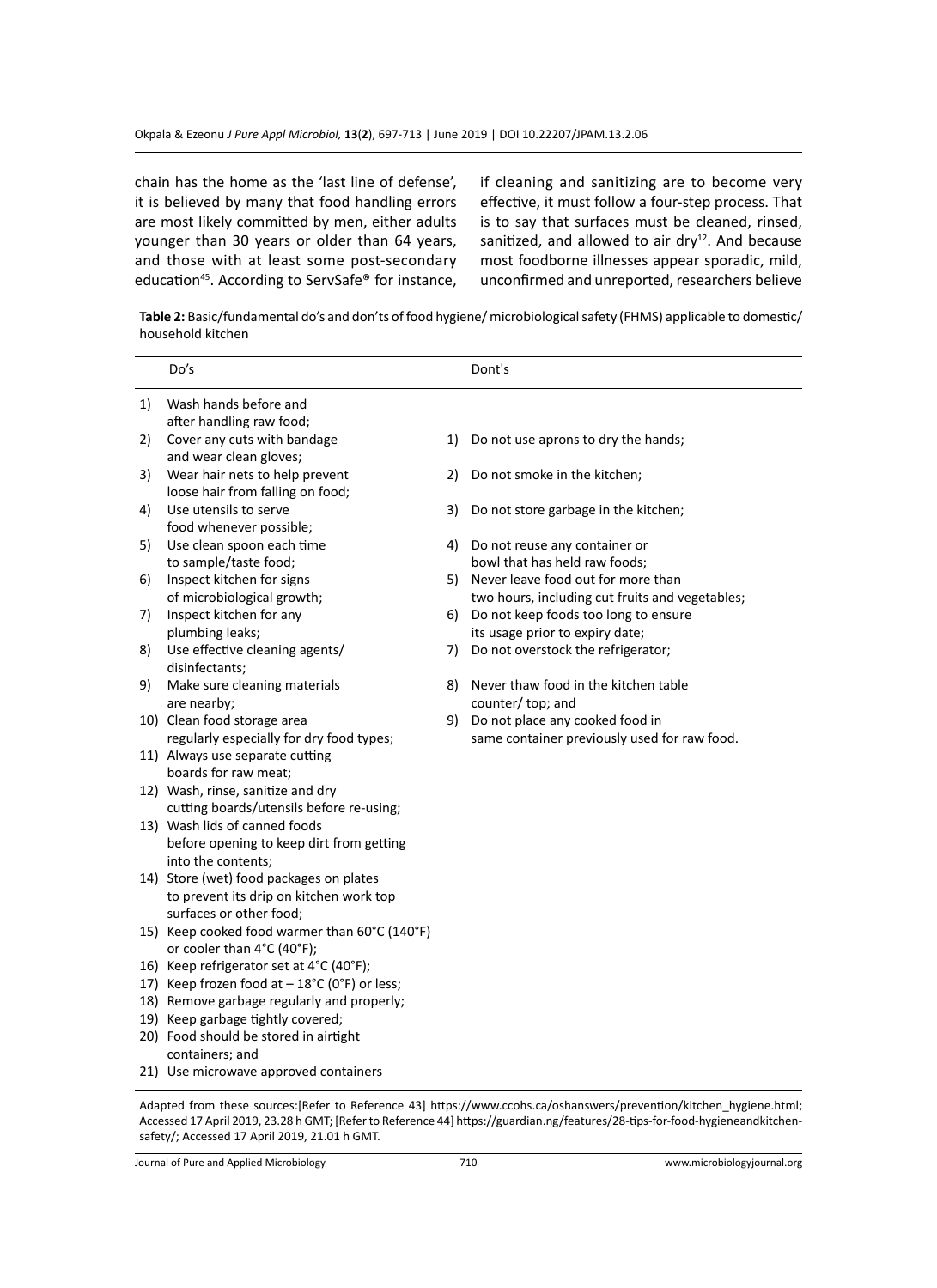chain has the home as the 'last line of defense', it is believed by many that food handling errors are most likely committed by men, either adults younger than 30 years or older than 64 years, and those with at least some post-secondary education[45]. According to ServSafe® for instance, if cleaning and sanitizing are to become very effective, it must follow a four-step process. That is to say that surfaces must be cleaned, rinsed, sanitized, and allowed to air dry[12]. And because most foodborne illnesses appear sporadic, mild, unconfirmed and unreported, researchers believe

**Table 2:** Basic/fundamental do's and don'ts of food hygiene/ microbiological safety (FHMS) applicable to domestic/ household kitchen

| | Do's | | Dont's |
|---|---|---|---|
| 1) | Wash hands before and after handling raw food; | | |
| 2) | Cover any cuts with bandage and wear clean gloves; | 1) | Do not use aprons to dry the hands; |
| 3) | Wear hair nets to help prevent loose hair from falling on food; | 2) | Do not smoke in the kitchen; |
| 4) | Use utensils to serve food whenever possible; | 3) | Do not store garbage in the kitchen; |
| 5) | Use clean spoon each time to sample/taste food; | 4) | Do not reuse any container or bowl that has held raw foods; |
| 6) | Inspect kitchen for signs of microbiological growth; | 5) | Never leave food out for more than two hours, including cut fruits and vegetables; |
| 7) | Inspect kitchen for any plumbing leaks; | 6) | Do not keep foods too long to ensure its usage prior to expiry date; |
| 8) | Use effective cleaning agents/ disinfectants; | 7) | Do not overstock the refrigerator; |
| 9) | Make sure cleaning materials are nearby; | 8) | Never thaw food in the kitchen table counter/ top; and |
| 10) | Clean food storage area regularly especially for dry food types; | 9) | Do not place any cooked food in same container previously used for raw food. |
| 11) | Always use separate cutting boards for raw meat; | | |
| 12) | Wash, rinse, sanitize and dry cutting boards/utensils before re-using; | | |
| 13) | Wash lids of canned foods before opening to keep dirt from getting into the contents; | | |
| 14) | Store (wet) food packages on plates to prevent its drip on kitchen work top surfaces or other food; | | |
| 15) | Keep cooked food warmer than 60°C (140°F) or cooler than 4°C (40°F); | | |
| 16) | Keep refrigerator set at 4°C (40°F); | | |
| 17) | Keep frozen food at – 18°C (0°F) or less; | | |
| 18) | Remove garbage regularly and properly; | | |
| 19) | Keep garbage tightly covered; | | |
| 20) | Food should be stored in airtight containers; and | | |
| 21) | Use microwave approved containers | | |

Adapted from these sources:[Refer to Reference 43] https://www.ccohs.ca/oshanswers/prevention/kitchen_hygiene.html; Accessed 17 April 2019, 23.28 h GMT; [Refer to Reference 44] https://guardian.ng/features/28-tips-for-food-hygieneandkitchen-safety/; Accessed 17 April 2019, 21.01 h GMT.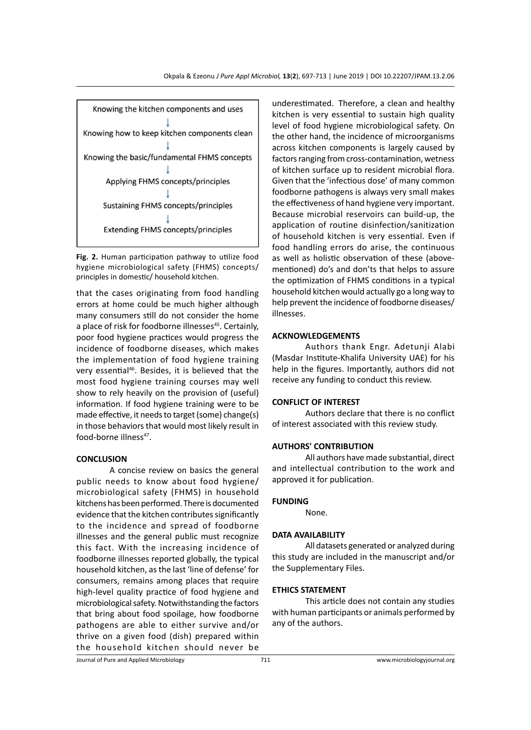Knowing the kitchen components and uses

↓

Knowing how to keep kitchen components clean

↓

Knowing the basic/fundamental FHMS concepts

↓

Applying FHMS concepts/principles

↓

Sustaining FHMS concepts/principles

↓

Extending FHMS concepts/principles

**Fig. 2.** Human participation pathway to utilize food hygiene microbiological safety (FHMS) concepts/ principles in domestic/ household kitchen.

that the cases originating from food handling errors at home could be much higher although many consumers still do not consider the home a place of risk for foodborne illnesses[45]. Certainly, poor food hygiene practices would progress the incidence of foodborne diseases, which makes the implementation of food hygiene training very essential[46]. Besides, it is believed that the most food hygiene training courses may well show to rely heavily on the provision of (useful) information. If food hygiene training were to be made effective, it needs to target (some) change(s) in those behaviors that would most likely result in food-borne illness[47].

## CONCLUSION

A concise review on basics the general public needs to know about food hygiene/ microbiological safety (FHMS) in household kitchens has been performed. There is documented evidence that the kitchen contributes significantly to the incidence and spread of foodborne illnesses and the general public must recognize this fact. With the increasing incidence of foodborne illnesses reported globally, the typical household kitchen, as the last 'line of defense' for consumers, remains among places that require high-level quality practice of food hygiene and microbiological safety. Notwithstanding the factors that bring about food spoilage, how foodborne pathogens are able to either survive and/or thrive on a given food (dish) prepared within the household kitchen should never be underestimated. Therefore, a clean and healthy kitchen is very essential to sustain high quality level of food hygiene microbiological safety. On the other hand, the incidence of microorganisms across kitchen components is largely caused by factors ranging from cross-contamination, wetness of kitchen surface up to resident microbial flora. Given that the 'infectious dose' of many common foodborne pathogens is always very small makes the effectiveness of hand hygiene very important. Because microbial reservoirs can build-up, the application of routine disinfection/sanitization of household kitchen is very essential. Even if food handling errors do arise, the continuous as well as holistic observation of these (above-mentioned) do's and don'ts that helps to assure the optimization of FHMS conditions in a typical household kitchen would actually go a long way to help prevent the incidence of foodborne diseases/ illnesses.

## ACKNOWLEDGEMENTS

Authors thank Engr. Adetunji Alabi (Masdar Institute-Khalifa University UAE) for his help in the figures. Importantly, authors did not receive any funding to conduct this review.

## CONFLICT OF INTEREST

Authors declare that there is no conflict of interest associated with this review study.

## AUTHORS' CONTRIBUTION

All authors have made substantial, direct and intellectual contribution to the work and approved it for publication.

## FUNDING

None.

## DATA AVAILABILITY

All datasets generated or analyzed during this study are included in the manuscript and/or the Supplementary Files.

## ETHICS STATEMENT

This article does not contain any studies with human participants or animals performed by any of the authors.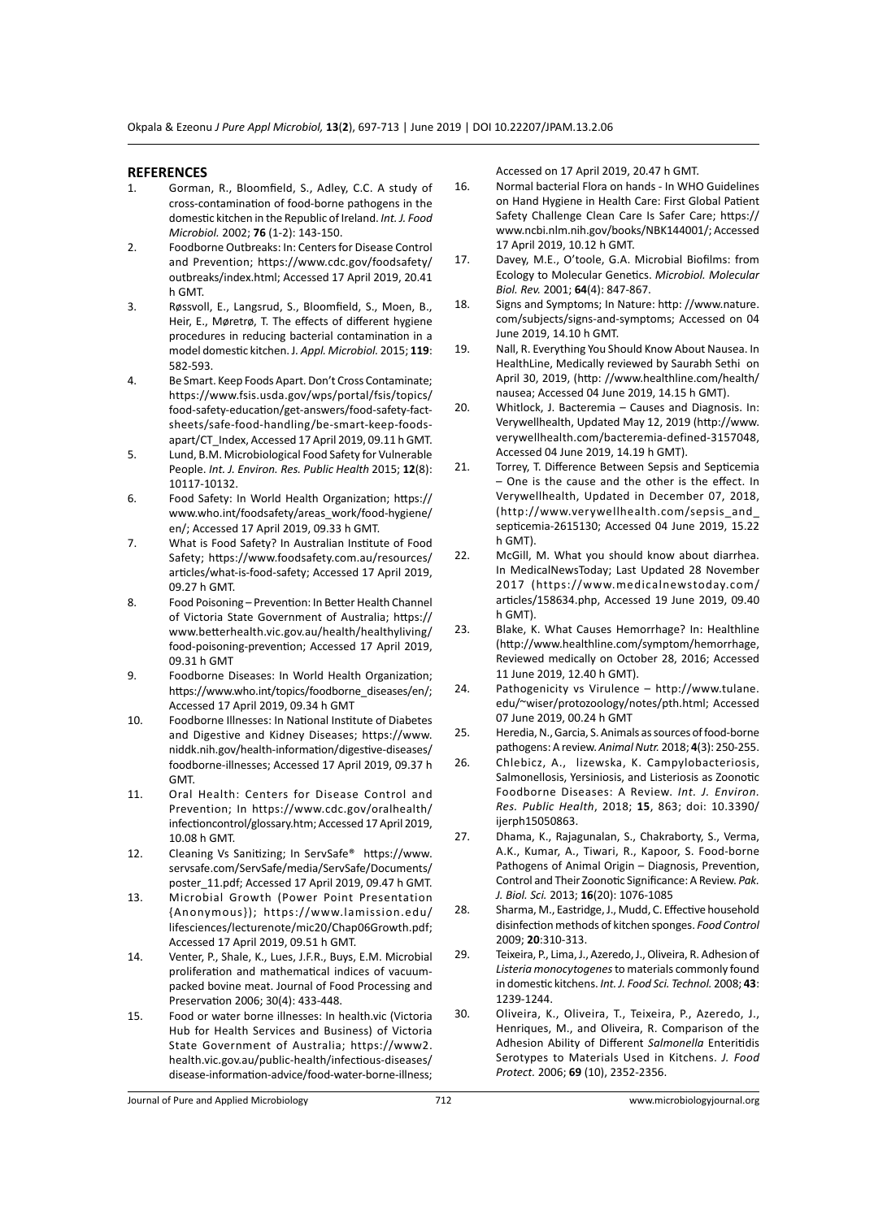## REFERENCES

1. Gorman, R., Bloomfield, S., Adley, C.C. A study of cross-contamination of food-borne pathogens in the domestic kitchen in the Republic of Ireland. *Int. J. Food Microbiol.* 2002; **76** (1-2): 143-150.
2. Foodborne Outbreaks: In: Centers for Disease Control and Prevention; https://www.cdc.gov/foodsafety/outbreaks/index.html; Accessed 17 April 2019, 20.41 h GMT.
3. Røssvoll, E., Langsrud, S., Bloomfield, S., Moen, B., Heir, E., Møretrø, T. The effects of different hygiene procedures in reducing bacterial contamination in a model domestic kitchen. J. *Appl. Microbiol.* 2015; **119**: 582-593.
4. Be Smart. Keep Foods Apart. Don't Cross Contaminate; https://www.fsis.usda.gov/wps/portal/fsis/topics/food-safety-education/get-answers/food-safety-fact-sheets/safe-food-handling/be-smart-keep-foods-apart/CT_Index, Accessed 17 April 2019, 09.11 h GMT.
5. Lund, B.M. Microbiological Food Safety for Vulnerable People. *Int. J. Environ. Res. Public Health* 2015; **12**(8): 10117-10132.
6. Food Safety: In World Health Organization; https://www.who.int/foodsafety/areas_work/food-hygiene/en/; Accessed 17 April 2019, 09.33 h GMT.
7. What is Food Safety? In Australian Institute of Food Safety; https://www.foodsafety.com.au/resources/articles/what-is-food-safety; Accessed 17 April 2019, 09.27 h GMT.
8. Food Poisoning – Prevention: In Better Health Channel of Victoria State Government of Australia; https://www.betterhealth.vic.gov.au/health/healthyliving/food-poisoning-prevention; Accessed 17 April 2019, 09.31 h GMT
9. Foodborne Diseases: In World Health Organization; https://www.who.int/topics/foodborne_diseases/en/; Accessed 17 April 2019, 09.34 h GMT
10. Foodborne Illnesses: In National Institute of Diabetes and Digestive and Kidney Diseases; https://www.niddk.nih.gov/health-information/digestive-diseases/foodborne-illnesses; Accessed 17 April 2019, 09.37 h GMT.
11. Oral Health: Centers for Disease Control and Prevention; In https://www.cdc.gov/oralhealth/infectioncontrol/glossary.htm; Accessed 17 April 2019, 10.08 h GMT.
12. Cleaning Vs Sanitizing; In ServSafe® https://www.servsafe.com/ServSafe/media/ServSafe/Documents/poster_11.pdf; Accessed 17 April 2019, 09.47 h GMT.
13. Microbial Growth (Power Point Presentation {Anonymous}); https://www.lamission.edu/lifesciences/lecturenote/mic20/Chap06Growth.pdf; Accessed 17 April 2019, 09.51 h GMT.
14. Venter, P., Shale, K., Lues, J.F.R., Buys, E.M. Microbial proliferation and mathematical indices of vacuum-packed bovine meat. Journal of Food Processing and Preservation 2006; 30(4): 433-448.
15. Food or water borne illnesses: In health.vic (Victoria Hub for Health Services and Business) of Victoria State Government of Australia; https://www2.health.vic.gov.au/public-health/infectious-diseases/disease-information-advice/food-water-borne-illness; Accessed on 17 April 2019, 20.47 h GMT.
16. Normal bacterial Flora on hands - In WHO Guidelines on Hand Hygiene in Health Care: First Global Patient Safety Challenge Clean Care Is Safer Care; https://www.ncbi.nlm.nih.gov/books/NBK144001/; Accessed 17 April 2019, 10.12 h GMT.
17. Davey, M.E., O'toole, G.A. Microbial Biofilms: from Ecology to Molecular Genetics. *Microbiol. Molecular Biol. Rev.* 2001; **64**(4): 847-867.
18. Signs and Symptoms; In Nature: http: //www.nature.com/subjects/signs-and-symptoms; Accessed on 04 June 2019, 14.10 h GMT.
19. Nall, R. Everything You Should Know About Nausea. In HealthLine, Medically reviewed by Saurabh Sethi on April 30, 2019, (http: //www.healthline.com/health/nausea; Accessed 04 June 2019, 14.15 h GMT).
20. Whitlock, J. Bacteremia – Causes and Diagnosis. In: Verywellhealth, Updated May 12, 2019 (http://www.verywellhealth.com/bacteremia-defined-3157048, Accessed 04 June 2019, 14.19 h GMT).
21. Torrey, T. Difference Between Sepsis and Septicemia – One is the cause and the other is the effect. In Verywellhealth, Updated in December 07, 2018, (http://www.verywellhealth.com/sepsis_and_septicemia-2615130; Accessed 04 June 2019, 15.22 h GMT).
22. McGill, M. What you should know about diarrhea. In MedicalNewsToday; Last Updated 28 November 2017 (https://www.medicalnewstoday.com/articles/158634.php, Accessed 19 June 2019, 09.40 h GMT).
23. Blake, K. What Causes Hemorrhage? In: Healthline (http://www.healthline.com/symptom/hemorrhage, Reviewed medically on October 28, 2016; Accessed 11 June 2019, 12.40 h GMT).
24. Pathogenicity vs Virulence – http://www.tulane.edu/~wiser/protozoology/notes/pth.html; Accessed 07 June 2019, 00.24 h GMT
25. Heredia, N., Garcia, S. Animals as sources of food-borne pathogens: A review. *Animal Nutr.* 2018; **4**(3): 250-255.
26. Chlebicz, A., lizewska, K. Campylobacteriosis, Salmonellosis, Yersiniosis, and Listeriosis as Zoonotic Foodborne Diseases: A Review. *Int. J. Environ. Res. Public Health*, 2018; **15**, 863; doi: 10.3390/ijerph15050863.
27. Dhama, K., Rajagunalan, S., Chakraborty, S., Verma, A.K., Kumar, A., Tiwari, R., Kapoor, S. Food-borne Pathogens of Animal Origin – Diagnosis, Prevention, Control and Their Zoonotic Significance: A Review. *Pak. J. Biol. Sci.* 2013; **16**(20): 1076-1085
28. Sharma, M., Eastridge, J., Mudd, C. Effective household disinfection methods of kitchen sponges. *Food Control* 2009; **20**:310-313.
29. Teixeira, P., Lima, J., Azeredo, J., Oliveira, R. Adhesion of *Listeria monocytogenes* to materials commonly found in domestic kitchens. *Int. J. Food Sci. Technol.* 2008; **43**: 1239-1244.
30. Oliveira, K., Oliveira, T., Teixeira, P., Azeredo, J., Henriques, M., and Oliveira, R. Comparison of the Adhesion Ability of Different *Salmonella* Enteritidis Serotypes to Materials Used in Kitchens. *J. Food Protect.* 2006; **69** (10), 2352-2356.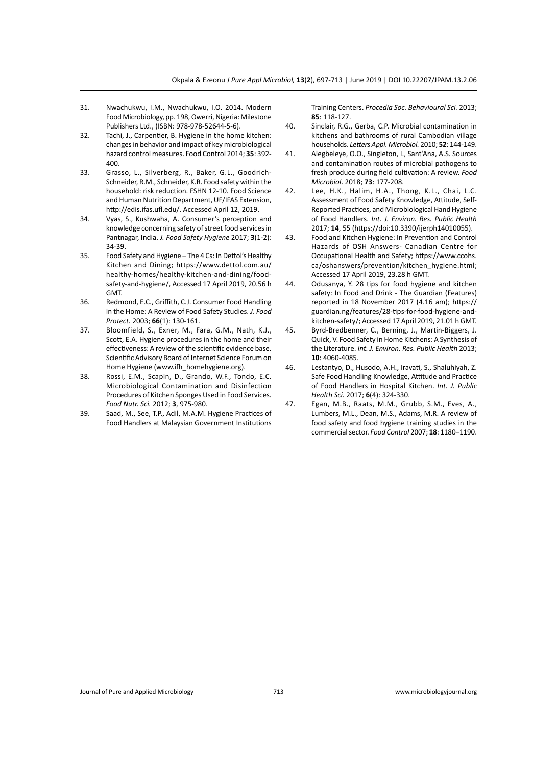31. Nwachukwu, I.M., Nwachukwu, I.O. 2014. Modern Food Microbiology, pp. 198, Owerri, Nigeria: Milestone Publishers Ltd., (ISBN: 978-978-52644-5-6).
32. Tachi, J., Carpentier, B. Hygiene in the home kitchen: changes in behavior and impact of key microbiological hazard control measures. Food Control 2014; **35**: 392-400.
33. Grasso, L., Silverberg, R., Baker, G.L., Goodrich-Schneider, R.M., Schneider, K.R. Food safety within the household: risk reduction. FSHN 12-10. Food Science and Human Nutrition Department, UF/IFAS Extension, http://edis.ifas.ufl.edu/. Accessed April 12, 2019.
34. Vyas, S., Kushwaha, A. Consumer's perception and knowledge concerning safety of street food services in Pantnagar, India. *J. Food Safety Hygiene* 2017; **3**(1-2): 34-39.
35. Food Safety and Hygiene – The 4 Cs: In Dettol's Healthy Kitchen and Dining; https://www.dettol.com.au/healthy-homes/healthy-kitchen-and-dining/food-safety-and-hygiene/, Accessed 17 April 2019, 20.56 h GMT.
36. Redmond, E.C., Griffith, C.J. Consumer Food Handling in the Home: A Review of Food Safety Studies. *J. Food Protect.* 2003; **66**(1): 130-161.
37. Bloomfield, S., Exner, M., Fara, G.M., Nath, K.J., Scott, E.A. Hygiene procedures in the home and their effectiveness: A review of the scientific evidence base. Scientific Advisory Board of Internet Science Forum on Home Hygiene (www.ifh_homehygiene.org).
38. Rossi, E.M., Scapin, D., Grando, W.F., Tondo, E.C. Microbiological Contamination and Disinfection Procedures of Kitchen Sponges Used in Food Services. *Food Nutr. Sci.* 2012; **3**, 975-980.
39. Saad, M., See, T.P., Adil, M.A.M. Hygiene Practices of Food Handlers at Malaysian Government Institutions Training Centers. *Procedia Soc. Behavioural Sci.* 2013; **85**: 118-127.
40. Sinclair, R.G., Gerba, C.P. Microbial contamination in kitchens and bathrooms of rural Cambodian village households. *Letters Appl. Microbiol.* 2010; **52**: 144-149.
41. Alegbeleye, O.O., Singleton, I., Sant'Ana, A.S. Sources and contamination routes of microbial pathogens to fresh produce during field cultivation: A review. *Food Microbiol*. 2018; **73**: 177-208.
42. Lee, H.K., Halim, H.A., Thong, K.L., Chai, L.C. Assessment of Food Safety Knowledge, Attitude, Self-Reported Practices, and Microbiological Hand Hygiene of Food Handlers. *Int. J. Environ. Res. Public Health* 2017; **14**, 55 (https://doi:10.3390/ijerph14010055).
43. Food and Kitchen Hygiene: In Prevention and Control Hazards of OSH Answers- Canadian Centre for Occupational Health and Safety; https://www.ccohs.ca/oshanswers/prevention/kitchen_hygiene.html; Accessed 17 April 2019, 23.28 h GMT.
44. Odusanya, Y. 28 tips for food hygiene and kitchen safety: In Food and Drink - The Guardian (Features) reported in 18 November 2017 (4.16 am); https://guardian.ng/features/28-tips-for-food-hygiene-and-kitchen-safety/; Accessed 17 April 2019, 21.01 h GMT.
45. Byrd-Bredbenner, C., Berning, J., Martin-Biggers, J. Quick, V. Food Safety in Home Kitchens: A Synthesis of the Literature. *Int. J. Environ. Res. Public Health* 2013; **10**: 4060-4085.
46. Lestantyo, D., Husodo, A.H., Iravati, S., Shaluhiyah, Z. Safe Food Handling Knowledge, Attitude and Practice of Food Handlers in Hospital Kitchen. *Int. J. Public Health Sci.* 2017; **6**(4): 324-330.
47. Egan, M.B., Raats, M.M., Grubb, S.M., Eves, A., Lumbers, M.L., Dean, M.S., Adams, M.R. A review of food safety and food hygiene training studies in the commercial sector. *Food Control* 2007; **18**: 1180–1190.